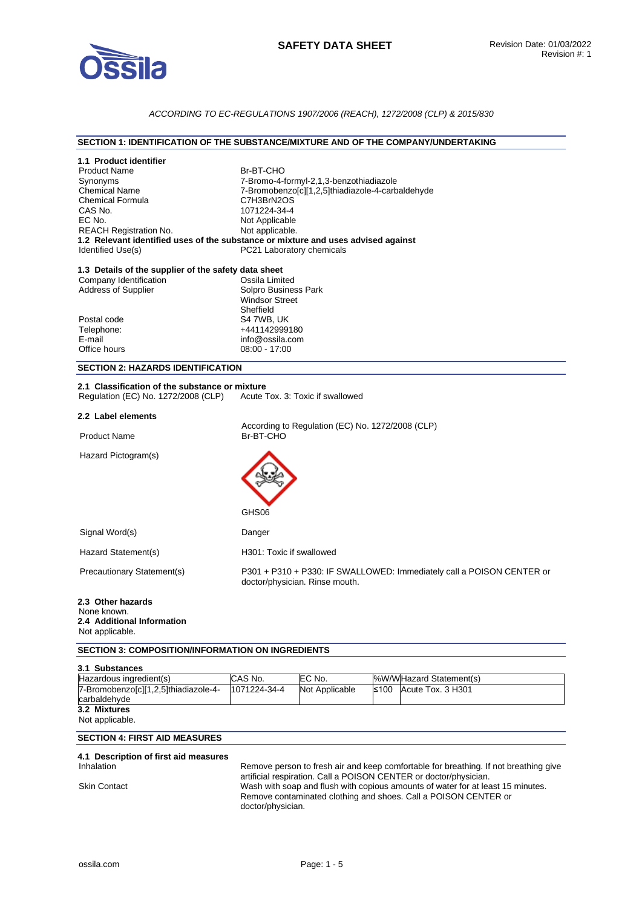# SAFETY DATA SHEET

Revision Date: 01/03/2022
Revision #: 1

*ACCORDING TO EC-REGULATIONS 1907/2006 (REACH), 1272/2008 (CLP) & 2015/830*

## SECTION 1: IDENTIFICATION OF THE SUBSTANCE/MIXTURE AND OF THE COMPANY/UNDERTAKING

### 1.1 Product identifier

| | |
|---|---|
| Product Name | Br-BT-CHO |
| Synonyms | 7-Bromo-4-formyl-2,1,3-benzothiadiazole |
| Chemical Name | 7-Bromobenzo[c][1,2,5]thiadiazole-4-carbaldehyde |
| Chemical Formula | C7H3BrN2OS |
| CAS No. | 1071224-34-4 |
| EC No. | Not Applicable |
| REACH Registration No. | Not applicable. |

### 1.2 Relevant identified uses of the substance or mixture and uses advised against

| | |
|---|---|
| Identified Use(s) | PC21 Laboratory chemicals |

### 1.3 Details of the supplier of the safety data sheet

| | |
|---|---|
| Company Identification | Ossila Limited |
| Address of Supplier | Solpro Business Park<br>Windsor Street<br>Sheffield |
| Postal code | S4 7WB, UK |
| Telephone: | +441142999180 |
| E-mail | info@ossila.com |
| Office hours | 08:00 - 17:00 |

## SECTION 2: HAZARDS IDENTIFICATION

### 2.1 Classification of the substance or mixture

| | |
|---|---|
| Regulation (EC) No. 1272/2008 (CLP) | Acute Tox. 3: Toxic if swallowed |

### 2.2 Label elements

According to Regulation (EC) No. 1272/2008 (CLP)

| | |
|---|---|
| Product Name | Br-BT-CHO |
| Hazard Pictogram(s) | GHS06 |
| Signal Word(s) | Danger |
| Hazard Statement(s) | H301: Toxic if swallowed |
| Precautionary Statement(s) | P301 + P310 + P330: IF SWALLOWED: Immediately call a POISON CENTER or doctor/physician. Rinse mouth. |

### 2.3 Other hazards

None known.

### 2.4 Additional Information

Not applicable.

## SECTION 3: COMPOSITION/INFORMATION ON INGREDIENTS

### 3.1 Substances

| Hazardous ingredient(s) | CAS No. | EC No. | %W/W | Hazard Statement(s) |
|---|---|---|---|---|
| 7-Bromobenzo[c][1,2,5]thiadiazole-4-carbaldehyde | 1071224-34-4 | Not Applicable | ≤100 | Acute Tox. 3 H301 |

### 3.2 Mixtures

Not applicable.

## SECTION 4: FIRST AID MEASURES

### 4.1 Description of first aid measures

| | |
|---|---|
| Inhalation | Remove person to fresh air and keep comfortable for breathing. If not breathing give artificial respiration. Call a POISON CENTER or doctor/physician. |
| Skin Contact | Wash with soap and flush with copious amounts of water for at least 15 minutes. Remove contaminated clothing and shoes. Call a POISON CENTER or doctor/physician. |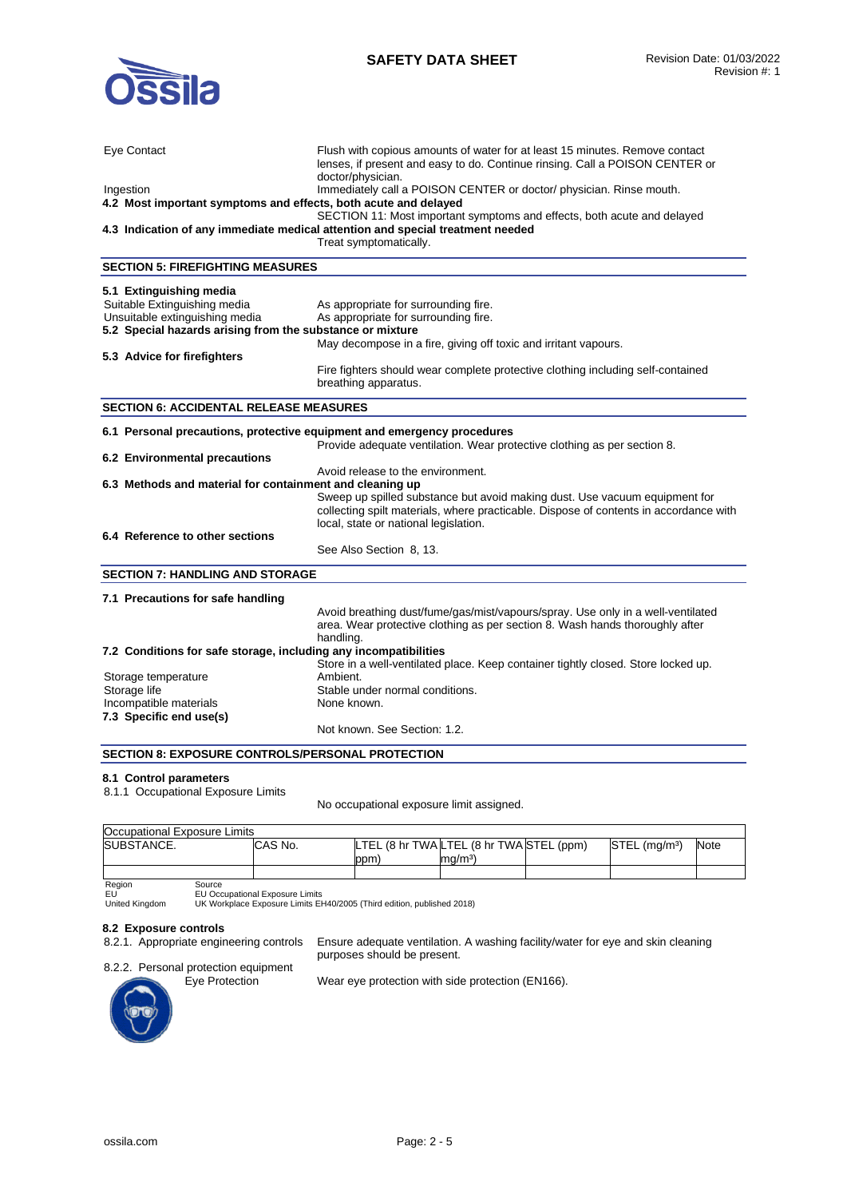| | |
|---|---|
| Eye Contact | Flush with copious amounts of water for at least 15 minutes. Remove contact lenses, if present and easy to do. Continue rinsing. Call a POISON CENTER or doctor/physician. |
| Ingestion | Immediately call a POISON CENTER or doctor/ physician. Rinse mouth. |

**4.2 Most important symptoms and effects, both acute and delayed**

SECTION 11: Most important symptoms and effects, both acute and delayed

**4.3 Indication of any immediate medical attention and special treatment needed**

Treat symptomatically.

## SECTION 5: FIREFIGHTING MEASURES

**5.1 Extinguishing media**

| | |
|---|---|
| Suitable Extinguishing media | As appropriate for surrounding fire. |
| Unsuitable extinguishing media | As appropriate for surrounding fire. |

**5.2 Special hazards arising from the substance or mixture**

May decompose in a fire, giving off toxic and irritant vapours.

**5.3 Advice for firefighters**

Fire fighters should wear complete protective clothing including self-contained breathing apparatus.

## SECTION 6: ACCIDENTAL RELEASE MEASURES

**6.1 Personal precautions, protective equipment and emergency procedures**

Provide adequate ventilation. Wear protective clothing as per section 8.

**6.2 Environmental precautions**

Avoid release to the environment.

**6.3 Methods and material for containment and cleaning up**

Sweep up spilled substance but avoid making dust. Use vacuum equipment for collecting spilt materials, where practicable. Dispose of contents in accordance with local, state or national legislation.

**6.4 Reference to other sections**

See Also Section 8, 13.

## SECTION 7: HANDLING AND STORAGE

**7.1 Precautions for safe handling**

Avoid breathing dust/fume/gas/mist/vapours/spray. Use only in a well-ventilated area. Wear protective clothing as per section 8. Wash hands thoroughly after handling.

**7.2 Conditions for safe storage, including any incompatibilities**

Store in a well-ventilated place. Keep container tightly closed. Store locked up.

| | |
|---|---|
| Storage temperature | Ambient. |
| Storage life | Stable under normal conditions. |
| Incompatible materials | None known. |

**7.3 Specific end use(s)**

Not known. See Section: 1.2.

## SECTION 8: EXPOSURE CONTROLS/PERSONAL PROTECTION

**8.1 Control parameters**

8.1.1 Occupational Exposure Limits

No occupational exposure limit assigned.

Occupational Exposure Limits

| SUBSTANCE. | CAS No. | LTEL (8 hr TWA ppm) | LTEL (8 hr TWA mg/m³) | STEL (ppm) | STEL (mg/m³) | Note |
|---|---|---|---|---|---|---|
| | | | | | | |

| Region | Source |
|---|---|
| EU | EU Occupational Exposure Limits |
| United Kingdom | UK Workplace Exposure Limits EH40/2005 (Third edition, published 2018) |

**8.2 Exposure controls**

8.2.1. Appropriate engineering controls: Ensure adequate ventilation. A washing facility/water for eye and skin cleaning purposes should be present.

8.2.2. Personal protection equipment

Eye Protection: Wear eye protection with side protection (EN166).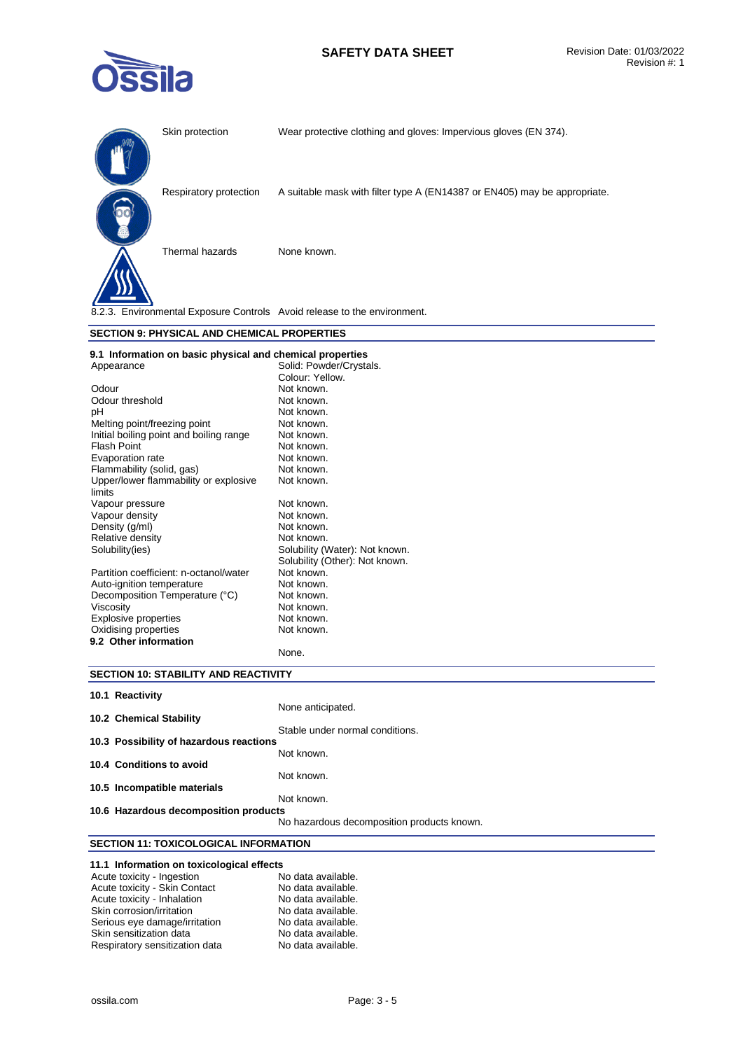| | |
|---|---|
| Skin protection | Wear protective clothing and gloves: Impervious gloves (EN 374). |
| Respiratory protection | A suitable mask with filter type A (EN14387 or EN405) may be appropriate. |
| Thermal hazards | None known. |

8.2.3. Environmental Exposure Controls Avoid release to the environment.

## SECTION 9: PHYSICAL AND CHEMICAL PROPERTIES

### 9.1 Information on basic physical and chemical properties

| | |
|---|---|
| Appearance | Solid: Powder/Crystals.<br>Colour: Yellow. |
| Odour | Not known. |
| Odour threshold | Not known. |
| pH | Not known. |
| Melting point/freezing point | Not known. |
| Initial boiling point and boiling range | Not known. |
| Flash Point | Not known. |
| Evaporation rate | Not known. |
| Flammability (solid, gas) | Not known. |
| Upper/lower flammability or explosive limits | Not known. |
| Vapour pressure | Not known. |
| Vapour density | Not known. |
| Density (g/ml) | Not known. |
| Relative density | Not known. |
| Solubility(ies) | Solubility (Water): Not known.<br>Solubility (Other): Not known. |
| Partition coefficient: n-octanol/water | Not known. |
| Auto-ignition temperature | Not known. |
| Decomposition Temperature (°C) | Not known. |
| Viscosity | Not known. |
| Explosive properties | Not known. |
| Oxidising properties | Not known. |

### 9.2 Other information

None.

## SECTION 10: STABILITY AND REACTIVITY

### 10.1 Reactivity

None anticipated.

### 10.2 Chemical Stability

Stable under normal conditions.

### 10.3 Possibility of hazardous reactions

Not known.

### 10.4 Conditions to avoid

Not known.

### 10.5 Incompatible materials

Not known.

### 10.6 Hazardous decomposition products

No hazardous decomposition products known.

## SECTION 11: TOXICOLOGICAL INFORMATION

### 11.1 Information on toxicological effects

| | |
|---|---|
| Acute toxicity - Ingestion | No data available. |
| Acute toxicity - Skin Contact | No data available. |
| Acute toxicity - Inhalation | No data available. |
| Skin corrosion/irritation | No data available. |
| Serious eye damage/irritation | No data available. |
| Skin sensitization data | No data available. |
| Respiratory sensitization data | No data available. |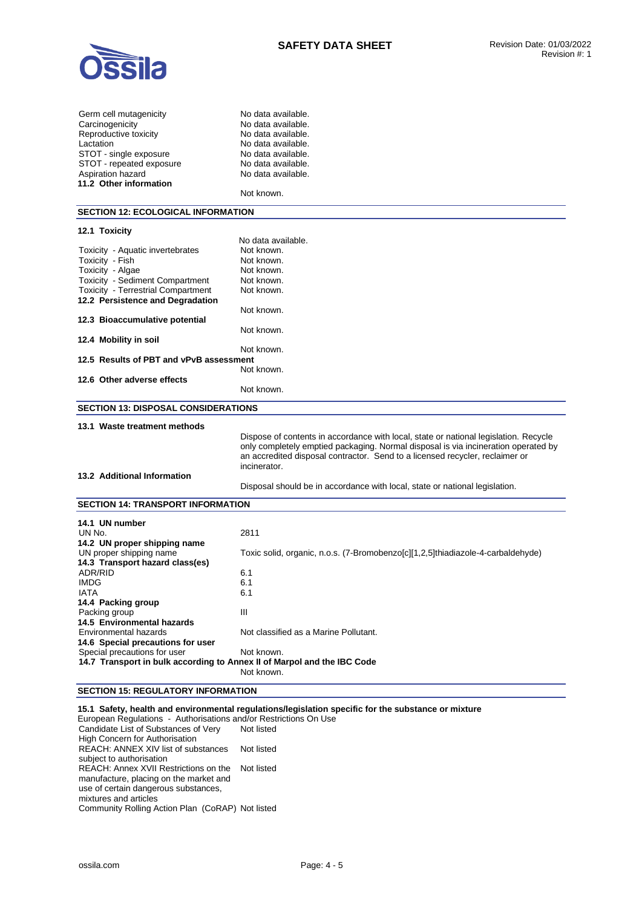| | |
|---|---|
| Germ cell mutagenicity | No data available. |
| Carcinogenicity | No data available. |
| Reproductive toxicity | No data available. |
| Lactation | No data available. |
| STOT - single exposure | No data available. |
| STOT - repeated exposure | No data available. |
| Aspiration hazard | No data available. |

**11.2 Other information**

Not known.

## SECTION 12: ECOLOGICAL INFORMATION

**12.1 Toxicity**

No data available.

| | |
|---|---|
| Toxicity - Aquatic invertebrates | Not known. |
| Toxicity - Fish | Not known. |
| Toxicity - Algae | Not known. |
| Toxicity - Sediment Compartment | Not known. |
| Toxicity - Terrestrial Compartment | Not known. |

**12.2 Persistence and Degradation**

Not known.

**12.3 Bioaccumulative potential**

Not known.

**12.4 Mobility in soil**

Not known.

**12.5 Results of PBT and vPvB assessment**

Not known.

**12.6 Other adverse effects**

Not known.

## SECTION 13: DISPOSAL CONSIDERATIONS

**13.1 Waste treatment methods**

Dispose of contents in accordance with local, state or national legislation. Recycle only completely emptied packaging. Normal disposal is via incineration operated by an accredited disposal contractor. Send to a licensed recycler, reclaimer or incinerator.

**13.2 Additional Information**

Disposal should be in accordance with local, state or national legislation.

## SECTION 14: TRANSPORT INFORMATION

**14.1 UN number**

| | |
|---|---|
| UN No. | 2811 |

**14.2 UN proper shipping name**

| | |
|---|---|
| UN proper shipping name | Toxic solid, organic, n.o.s. (7-Bromobenzo[c][1,2,5]thiadiazole-4-carbaldehyde) |

**14.3 Transport hazard class(es)**

| | |
|---|---|
| ADR/RID | 6.1 |
| IMDG | 6.1 |
| IATA | 6.1 |

**14.4 Packing group**

| | |
|---|---|
| Packing group | III |

**14.5 Environmental hazards**

| | |
|---|---|
| Environmental hazards | Not classified as a Marine Pollutant. |

**14.6 Special precautions for user**

| | |
|---|---|
| Special precautions for user | Not known. |

**14.7 Transport in bulk according to Annex II of Marpol and the IBC Code**

Not known.

## SECTION 15: REGULATORY INFORMATION

**15.1 Safety, health and environmental regulations/legislation specific for the substance or mixture**

European Regulations - Authorisations and/or Restrictions On Use

| | |
|---|---|
| Candidate List of Substances of Very High Concern for Authorisation | Not listed |
| REACH: ANNEX XIV list of substances subject to authorisation | Not listed |
| REACH: Annex XVII Restrictions on the manufacture, placing on the market and use of certain dangerous substances, mixtures and articles | Not listed |
| Community Rolling Action Plan (CoRAP) | Not listed |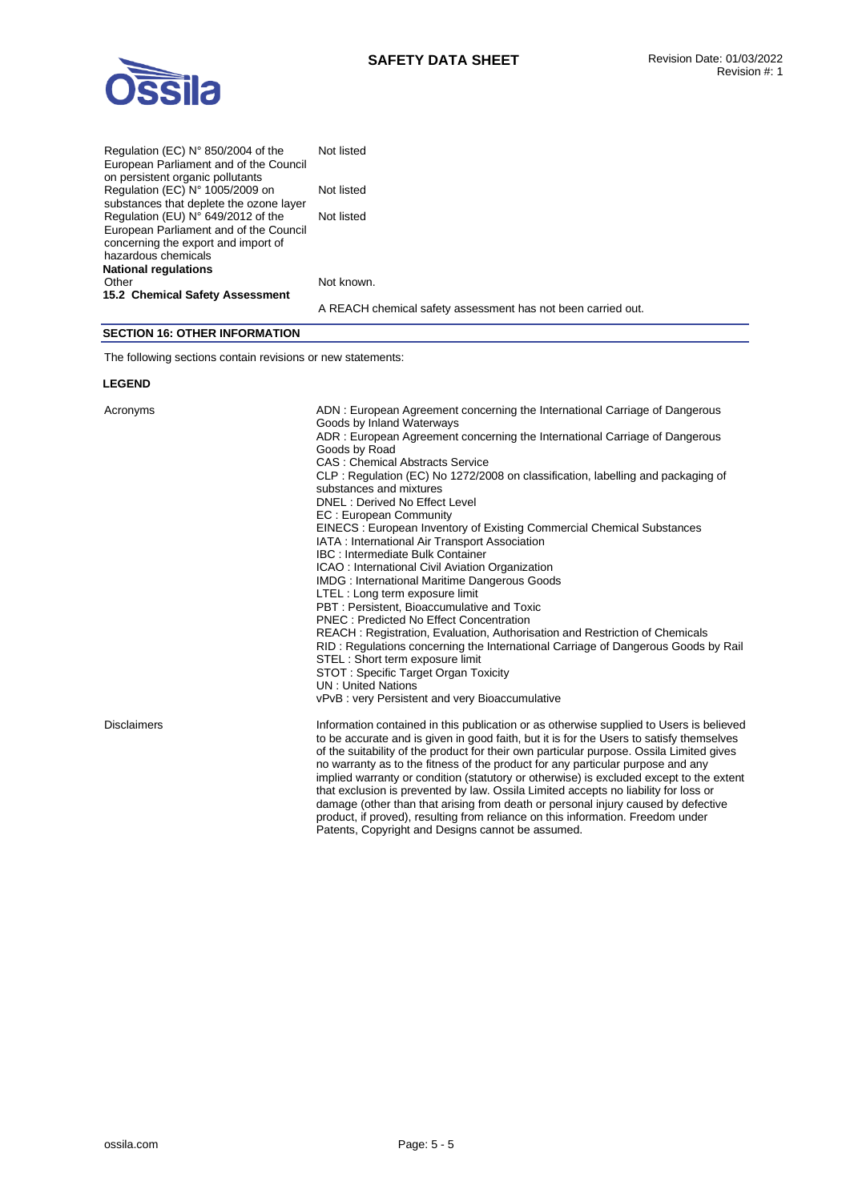| | |
|---|---|
| Regulation (EC) N° 850/2004 of the European Parliament and of the Council on persistent organic pollutants | Not listed |
| Regulation (EC) N° 1005/2009 on substances that deplete the ozone layer | Not listed |
| Regulation (EU) N° 649/2012 of the European Parliament and of the Council concerning the export and import of hazardous chemicals | Not listed |

**National regulations**

| | |
|---|---|
| Other | Not known. |

**15.2 Chemical Safety Assessment**

A REACH chemical safety assessment has not been carried out.

## SECTION 16: OTHER INFORMATION

The following sections contain revisions or new statements:

**LEGEND**

| | |
|---|---|
| Acronyms | ADN : European Agreement concerning the International Carriage of Dangerous Goods by Inland Waterways<br>ADR : European Agreement concerning the International Carriage of Dangerous Goods by Road<br>CAS : Chemical Abstracts Service<br>CLP : Regulation (EC) No 1272/2008 on classification, labelling and packaging of substances and mixtures<br>DNEL : Derived No Effect Level<br>EC : European Community<br>EINECS : European Inventory of Existing Commercial Chemical Substances<br>IATA : International Air Transport Association<br>IBC : Intermediate Bulk Container<br>ICAO : International Civil Aviation Organization<br>IMDG : International Maritime Dangerous Goods<br>LTEL : Long term exposure limit<br>PBT : Persistent, Bioaccumulative and Toxic<br>PNEC : Predicted No Effect Concentration<br>REACH : Registration, Evaluation, Authorisation and Restriction of Chemicals<br>RID : Regulations concerning the International Carriage of Dangerous Goods by Rail<br>STEL : Short term exposure limit<br>STOT : Specific Target Organ Toxicity<br>UN : United Nations<br>vPvB : very Persistent and very Bioaccumulative |
| Disclaimers | Information contained in this publication or as otherwise supplied to Users is believed to be accurate and is given in good faith, but it is for the Users to satisfy themselves of the suitability of the product for their own particular purpose. Ossila Limited gives no warranty as to the fitness of the product for any particular purpose and any implied warranty or condition (statutory or otherwise) is excluded except to the extent that exclusion is prevented by law. Ossila Limited accepts no liability for loss or damage (other than that arising from death or personal injury caused by defective product, if proved), resulting from reliance on this information. Freedom under Patents, Copyright and Designs cannot be assumed. |